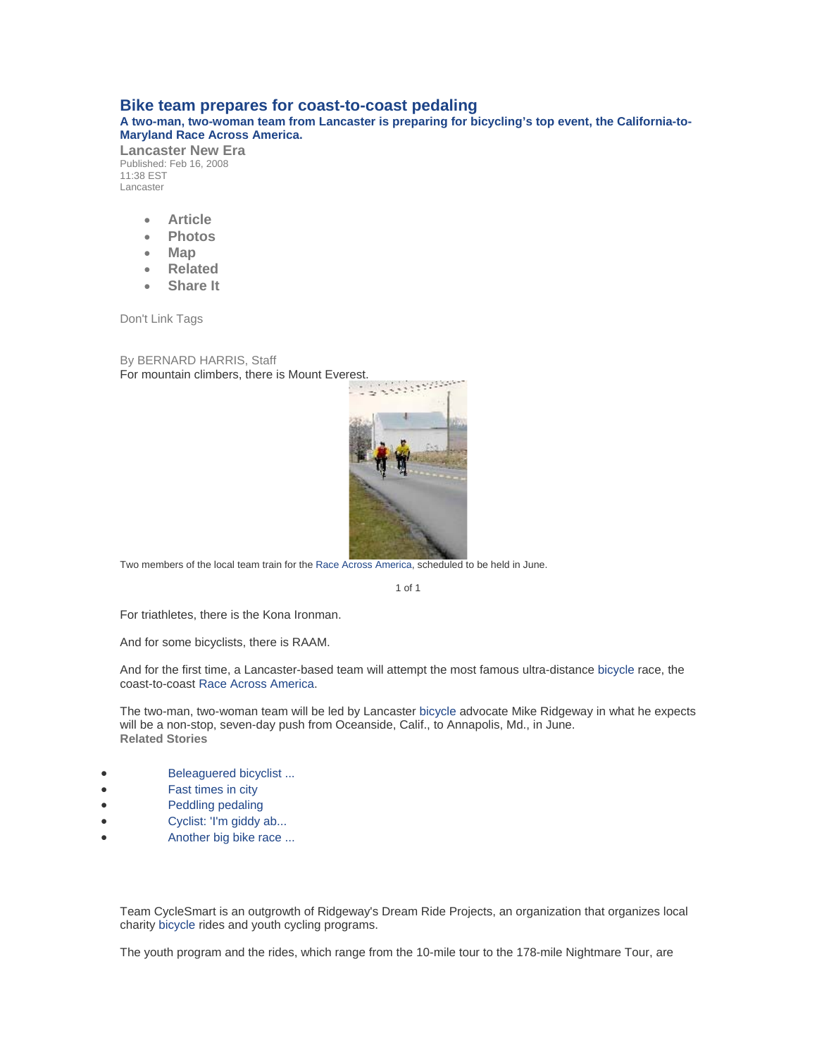# Bike team prepares for coast-to-coast pedaling

**A two-man, two-woman team from Lancaster is preparing for bicycling's top event, the California-to-Maryland Race Across America.**

**Lancaster New Era**
Published: Feb 16, 2008
11:38 EST
Lancaster

- **Article**
- **Photos**
- **Map**
- **Related**
- **Share It**

Don't Link Tags

By BERNARD HARRIS, Staff

For mountain climbers, there is Mount Everest.

Two members of the local team train for the Race Across America, scheduled to be held in June.

1 of 1

For triathletes, there is the Kona Ironman.

And for some bicyclists, there is RAAM.

And for the first time, a Lancaster-based team will attempt the most famous ultra-distance bicycle race, the coast-to-coast Race Across America.

The two-man, two-woman team will be led by Lancaster bicycle advocate Mike Ridgeway in what he expects will be a non-stop, seven-day push from Oceanside, Calif., to Annapolis, Md., in June.

**Related Stories**

- Beleaguered bicyclist ...
- Fast times in city
- Peddling pedaling
- Cyclist: 'I'm giddy ab...
- Another big bike race ...

Team CycleSmart is an outgrowth of Ridgeway's Dream Ride Projects, an organization that organizes local charity bicycle rides and youth cycling programs.

The youth program and the rides, which range from the 10-mile tour to the 178-mile Nightmare Tour, are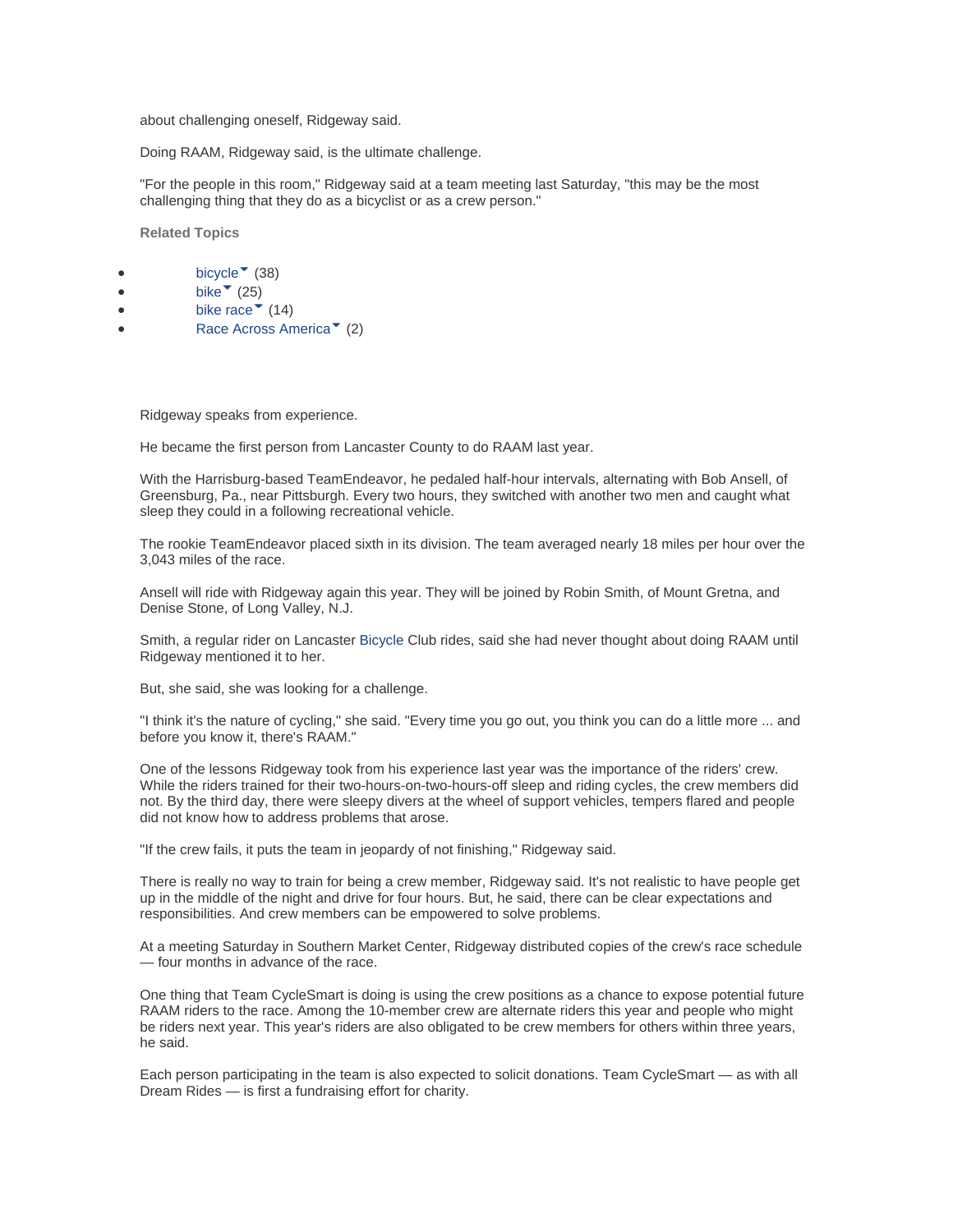about challenging oneself, Ridgeway said.

Doing RAAM, Ridgeway said, is the ultimate challenge.

"For the people in this room," Ridgeway said at a team meeting last Saturday, "this may be the most challenging thing that they do as a bicyclist or as a crew person."

**Related Topics**

- bicycle (38)
- bike (25)
- bike race (14)
- Race Across America (2)

Ridgeway speaks from experience.

He became the first person from Lancaster County to do RAAM last year.

With the Harrisburg-based TeamEndeavor, he pedaled half-hour intervals, alternating with Bob Ansell, of Greensburg, Pa., near Pittsburgh. Every two hours, they switched with another two men and caught what sleep they could in a following recreational vehicle.

The rookie TeamEndeavor placed sixth in its division. The team averaged nearly 18 miles per hour over the 3,043 miles of the race.

Ansell will ride with Ridgeway again this year. They will be joined by Robin Smith, of Mount Gretna, and Denise Stone, of Long Valley, N.J.

Smith, a regular rider on Lancaster Bicycle Club rides, said she had never thought about doing RAAM until Ridgeway mentioned it to her.

But, she said, she was looking for a challenge.

"I think it's the nature of cycling," she said. "Every time you go out, you think you can do a little more ... and before you know it, there's RAAM."

One of the lessons Ridgeway took from his experience last year was the importance of the riders' crew. While the riders trained for their two-hours-on-two-hours-off sleep and riding cycles, the crew members did not. By the third day, there were sleepy divers at the wheel of support vehicles, tempers flared and people did not know how to address problems that arose.

"If the crew fails, it puts the team in jeopardy of not finishing," Ridgeway said.

There is really no way to train for being a crew member, Ridgeway said. It's not realistic to have people get up in the middle of the night and drive for four hours. But, he said, there can be clear expectations and responsibilities. And crew members can be empowered to solve problems.

At a meeting Saturday in Southern Market Center, Ridgeway distributed copies of the crew's race schedule — four months in advance of the race.

One thing that Team CycleSmart is doing is using the crew positions as a chance to expose potential future RAAM riders to the race. Among the 10-member crew are alternate riders this year and people who might be riders next year. This year's riders are also obligated to be crew members for others within three years, he said.

Each person participating in the team is also expected to solicit donations. Team CycleSmart — as with all Dream Rides — is first a fundraising effort for charity.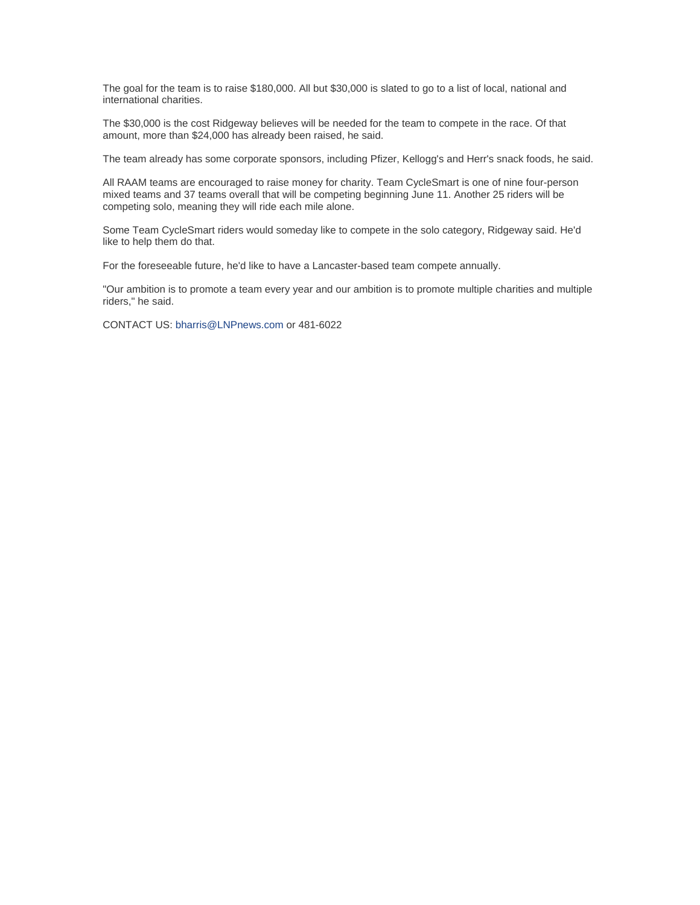The goal for the team is to raise $180,000. All but $30,000 is slated to go to a list of local, national and international charities.

The $30,000 is the cost Ridgeway believes will be needed for the team to compete in the race. Of that amount, more than $24,000 has already been raised, he said.

The team already has some corporate sponsors, including Pfizer, Kellogg's and Herr's snack foods, he said.

All RAAM teams are encouraged to raise money for charity. Team CycleSmart is one of nine four-person mixed teams and 37 teams overall that will be competing beginning June 11. Another 25 riders will be competing solo, meaning they will ride each mile alone.

Some Team CycleSmart riders would someday like to compete in the solo category, Ridgeway said. He'd like to help them do that.

For the foreseeable future, he'd like to have a Lancaster-based team compete annually.

"Our ambition is to promote a team every year and our ambition is to promote multiple charities and multiple riders," he said.

CONTACT US: bharris@LNPnews.com or 481-6022